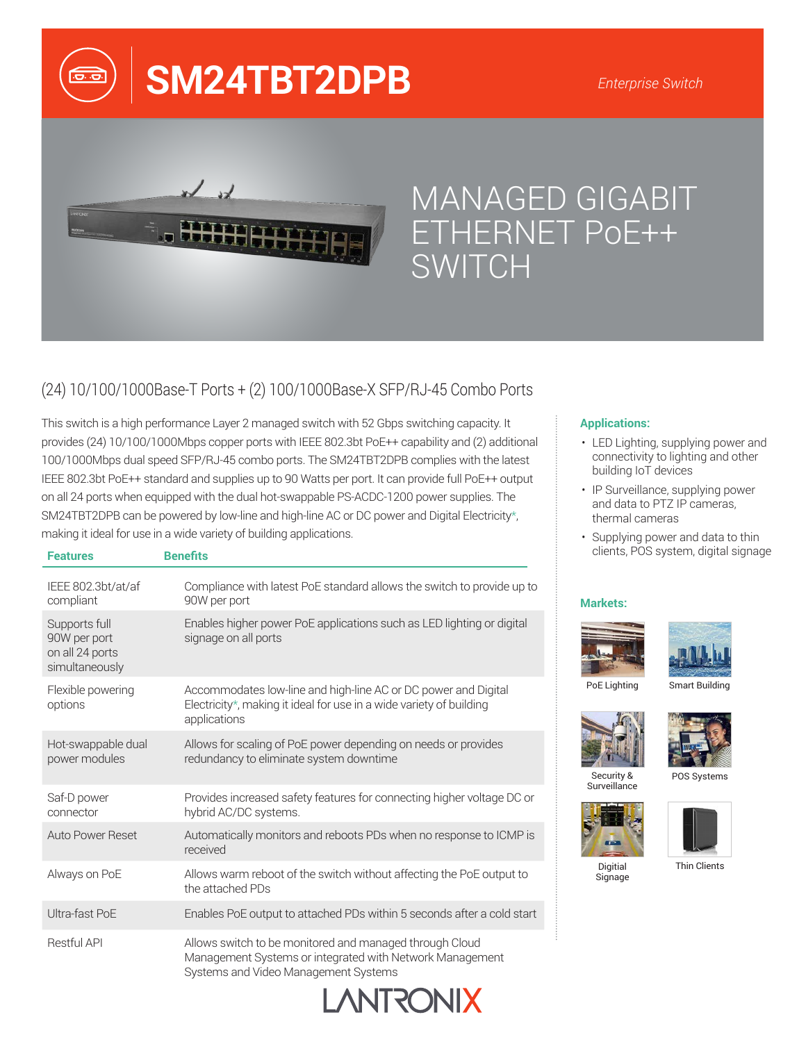# SM24TBT2DPB

*Enterprise Switch*

## MANAGED GIGABIT ETHERNET PoE++ SWITCH

### (24) 10/100/1000Base-T Ports + (2) 100/1000Base-X SFP/RJ-45 Combo Ports

This switch is a high performance Layer 2 managed switch with 52 Gbps switching capacity. It provides (24) 10/100/1000Mbps copper ports with IEEE 802.3bt PoE++ capability and (2) additional 100/1000Mbps dual speed SFP/RJ-45 combo ports. The SM24TBT2DPB complies with the latest IEEE 802.3bt PoE++ standard and supplies up to 90 Watts per port. It can provide full PoE++ output on all 24 ports when equipped with the dual hot-swappable PS-ACDC-1200 power supplies. The SM24TBT2DPB can be powered by low-line and high-line AC or DC power and Digital Electricity*, making it ideal for use in a wide variety of building applications.

| Features | Benefits |
|---|---|
| IEEE 802.3bt/at/af compliant | Compliance with latest PoE standard allows the switch to provide up to 90W per port |
| Supports full 90W per port on all 24 ports simultaneously | Enables higher power PoE applications such as LED lighting or digital signage on all ports |
| Flexible powering options | Accommodates low-line and high-line AC or DC power and Digital Electricity*, making it ideal for use in a wide variety of building applications |
| Hot-swappable dual power modules | Allows for scaling of PoE power depending on needs or provides redundancy to eliminate system downtime |
| Saf-D power connector | Provides increased safety features for connecting higher voltage DC or hybrid AC/DC systems. |
| Auto Power Reset | Automatically monitors and reboots PDs when no response to ICMP is received |
| Always on PoE | Allows warm reboot of the switch without affecting the PoE output to the attached PDs |
| Ultra-fast PoE | Enables PoE output to attached PDs within 5 seconds after a cold start |
| Restful API | Allows switch to be monitored and managed through Cloud Management Systems or integrated with Network Management Systems and Video Management Systems |

**Applications:**

- LED Lighting, supplying power and connectivity to lighting and other building IoT devices
- IP Surveillance, supplying power and data to PTZ IP cameras, thermal cameras
- Supplying power and data to thin clients, POS system, digital signage

**Markets:**

PoE Lighting

Smart Building

Security & Surveillance

POS Systems

Digitial Signage

Thin Clients

LANTRONIX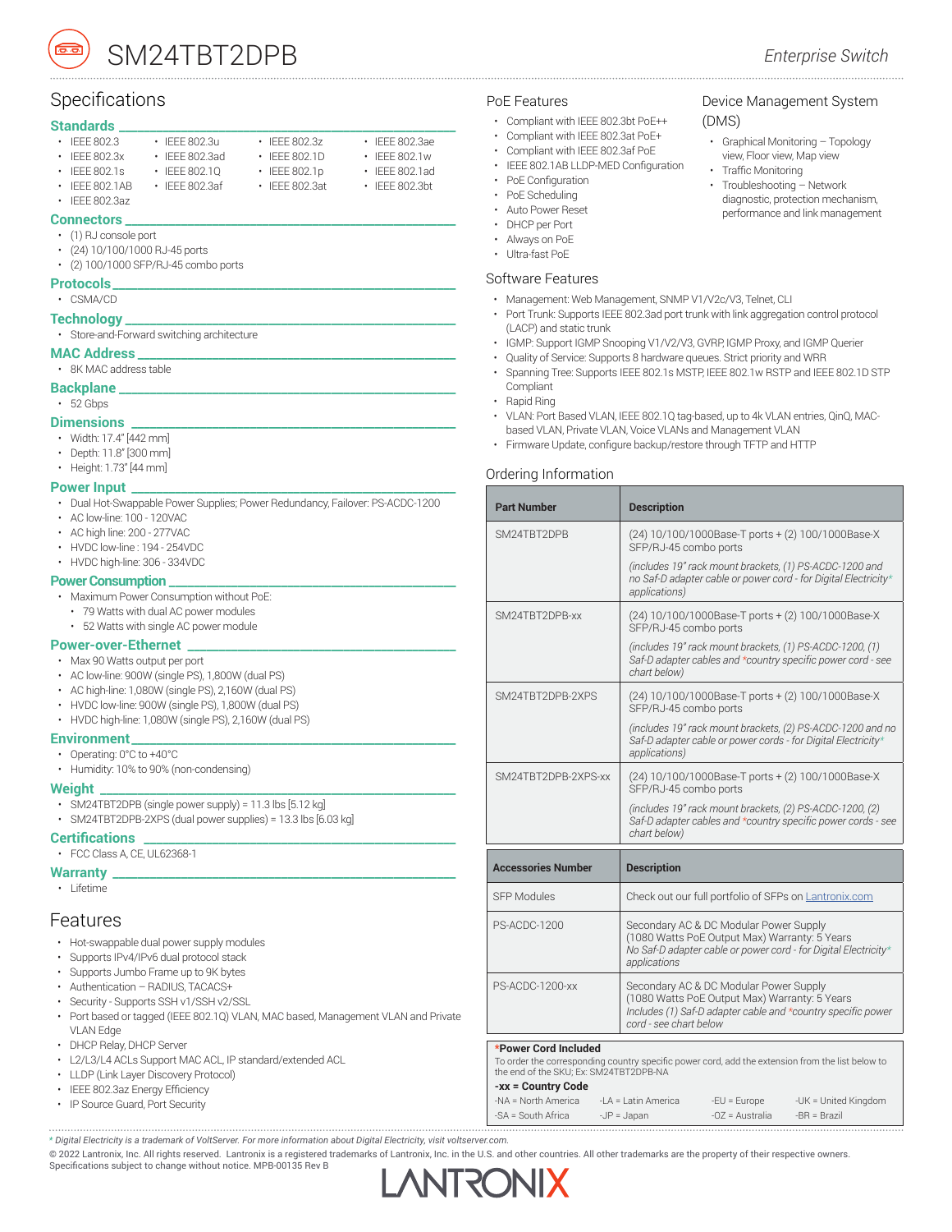# SM24TBT2DPB

*Enterprise Switch*

## Specifications

### Standards

- IEEE 802.3
- IEEE 802.3x
- IEEE 802.1s
- IEEE 802.1AB
- IEEE 802.3az
- IEEE 802.3u
- IEEE 802.3ad
- IEEE 802.1Q
- IEEE 802.3af
- IEEE 802.3z
- IEEE 802.1D
- IEEE 802.1p
- IEEE 802.3at
- IEEE 802.3ae
- IEEE 802.1w
- IEEE 802.1ad
- IEEE 802.3bt

### Connectors

- (1) RJ console port
- (24) 10/100/1000 RJ-45 ports
- (2) 100/1000 SFP/RJ-45 combo ports

### Protocols

- CSMA/CD

### Technology

- Store-and-Forward switching architecture

### MAC Address

- 8K MAC address table

### Backplane

- 52 Gbps

### Dimensions

- Width: 17.4" [442 mm]
- Depth: 11.8" [300 mm]
- Height: 1.73" [44 mm]

### Power Input

- Dual Hot-Swappable Power Supplies; Power Redundancy, Failover: PS-ACDC-1200
- AC low-line: 100 - 120VAC
- AC high line: 200 - 277VAC
- HVDC low-line : 194 - 254VDC
- HVDC high-line: 306 - 334VDC

### Power Consumption

- Maximum Power Consumption without PoE:
  - 79 Watts with dual AC power modules
  - 52 Watts with single AC power module

### Power-over-Ethernet

- Max 90 Watts output per port
- AC low-line: 900W (single PS), 1,800W (dual PS)
- AC high-line: 1,080W (single PS), 2,160W (dual PS)
- HVDC low-line: 900W (single PS), 1,800W (dual PS)
- HVDC high-line: 1,080W (single PS), 2,160W (dual PS)

### Environment

- Operating: 0°C to +40°C
- Humidity: 10% to 90% (non-condensing)

### Weight

- SM24TBT2DPB (single power supply) = 11.3 lbs [5.12 kg]
- SM24TBT2DPB-2XPS (dual power supplies) = 13.3 lbs [6.03 kg]

### Certifications

- FCC Class A, CE, UL62368-1

### Warranty

- Lifetime

## Features

- Hot-swappable dual power supply modules
- Supports IPv4/IPv6 dual protocol stack
- Supports Jumbo Frame up to 9K bytes
- Authentication – RADIUS, TACACS+
- Security - Supports SSH v1/SSH v2/SSL
- Port based or tagged (IEEE 802.1Q) VLAN, MAC based, Management VLAN and Private VLAN Edge
- DHCP Relay, DHCP Server
- L2/L3/L4 ACLs Support MAC ACL, IP standard/extended ACL
- LLDP (Link Layer Discovery Protocol)
- IEEE 802.3az Energy Efficiency
- IP Source Guard, Port Security

## PoE Features

- Compliant with IEEE 802.3bt PoE++
- Compliant with IEEE 802.3at PoE+
- Compliant with IEEE 802.3af PoE
- IEEE 802.1AB LLDP-MED Configuration
- PoE Configuration
- PoE Scheduling
- Auto Power Reset
- DHCP per Port
- Always on PoE
- Ultra-fast PoE

## Device Management System (DMS)

- Graphical Monitoring – Topology view, Floor view, Map view
- Traffic Monitoring
- Troubleshooting – Network diagnostic, protection mechanism, performance and link management

## Software Features

- Management: Web Management, SNMP V1/V2c/V3, Telnet, CLI
- Port Trunk: Supports IEEE 802.3ad port trunk with link aggregation control protocol (LACP) and static trunk
- IGMP: Support IGMP Snooping V1/V2/V3, GVRP, IGMP Proxy, and IGMP Querier
- Quality of Service: Supports 8 hardware queues. Strict priority and WRR
- Spanning Tree: Supports IEEE 802.1s MSTP, IEEE 802.1w RSTP and IEEE 802.1D STP Compliant
- Rapid Ring
- VLAN: Port Based VLAN, IEEE 802.1Q tag-based, up to 4k VLAN entries, QinQ, MAC-based VLAN, Private VLAN, Voice VLANs and Management VLAN
- Firmware Update, configure backup/restore through TFTP and HTTP

## Ordering Information

| Part Number | Description |
|---|---|
| SM24TBT2DPB | (24) 10/100/1000Base-T ports + (2) 100/1000Base-X SFP/RJ-45 combo ports<br>*(includes 19" rack mount brackets, (1) PS-ACDC-1200 and no Saf-D adapter cable or power cord - for Digital Electricity* applications)* |
| SM24TBT2DPB-xx | (24) 10/100/1000Base-T ports + (2) 100/1000Base-X SFP/RJ-45 combo ports<br>*(includes 19" rack mount brackets, (1) PS-ACDC-1200, (1) Saf-D adapter cables and *country specific power cord - see chart below)* |
| SM24TBT2DPB-2XPS | (24) 10/100/1000Base-T ports + (2) 100/1000Base-X SFP/RJ-45 combo ports<br>*(includes 19" rack mount brackets, (2) PS-ACDC-1200 and no Saf-D adapter cable or power cords - for Digital Electricity* applications)* |
| SM24TBT2DPB-2XPS-xx | (24) 10/100/1000Base-T ports + (2) 100/1000Base-X SFP/RJ-45 combo ports<br>*(includes 19" rack mount brackets, (2) PS-ACDC-1200, (2) Saf-D adapter cables and *country specific power cords - see chart below)* |

| Accessories Number | Description |
|---|---|
| SFP Modules | Check out our full portfolio of SFPs on Lantronix.com |
| PS-ACDC-1200 | Secondary AC & DC Modular Power Supply (1080 Watts PoE Output Max) Warranty: 5 Years<br>*No Saf-D adapter cable or power cord - for Digital Electricity* applications* |
| PS-ACDC-1200-xx | Secondary AC & DC Modular Power Supply (1080 Watts PoE Output Max) Warranty: 5 Years<br>*Includes (1) Saf-D adapter cable and *country specific power cord - see chart below* |

***Power Cord Included**

To order the corresponding country specific power cord, add the extension from the list below to the end of the SKU; Ex: SM24TBT2DPB-NA

**-xx = Country Code**

| | | | |
|---|---|---|---|
| -NA = North America | -LA = Latin America | -EU = Europe | -UK = United Kingdom |
| -SA = South Africa | -JP = Japan | -OZ = Australia | -BR = Brazil |

*\* Digital Electricity is a trademark of VoltServer. For more information about Digital Electricity, visit voltserver.com.*

© 2022 Lantronix, Inc. All rights reserved. Lantronix is a registered trademarks of Lantronix, Inc. in the U.S. and other countries. All other trademarks are the property of their respective owners. Specifications subject to change without notice. MPB-00135 Rev B

LANTRONIX